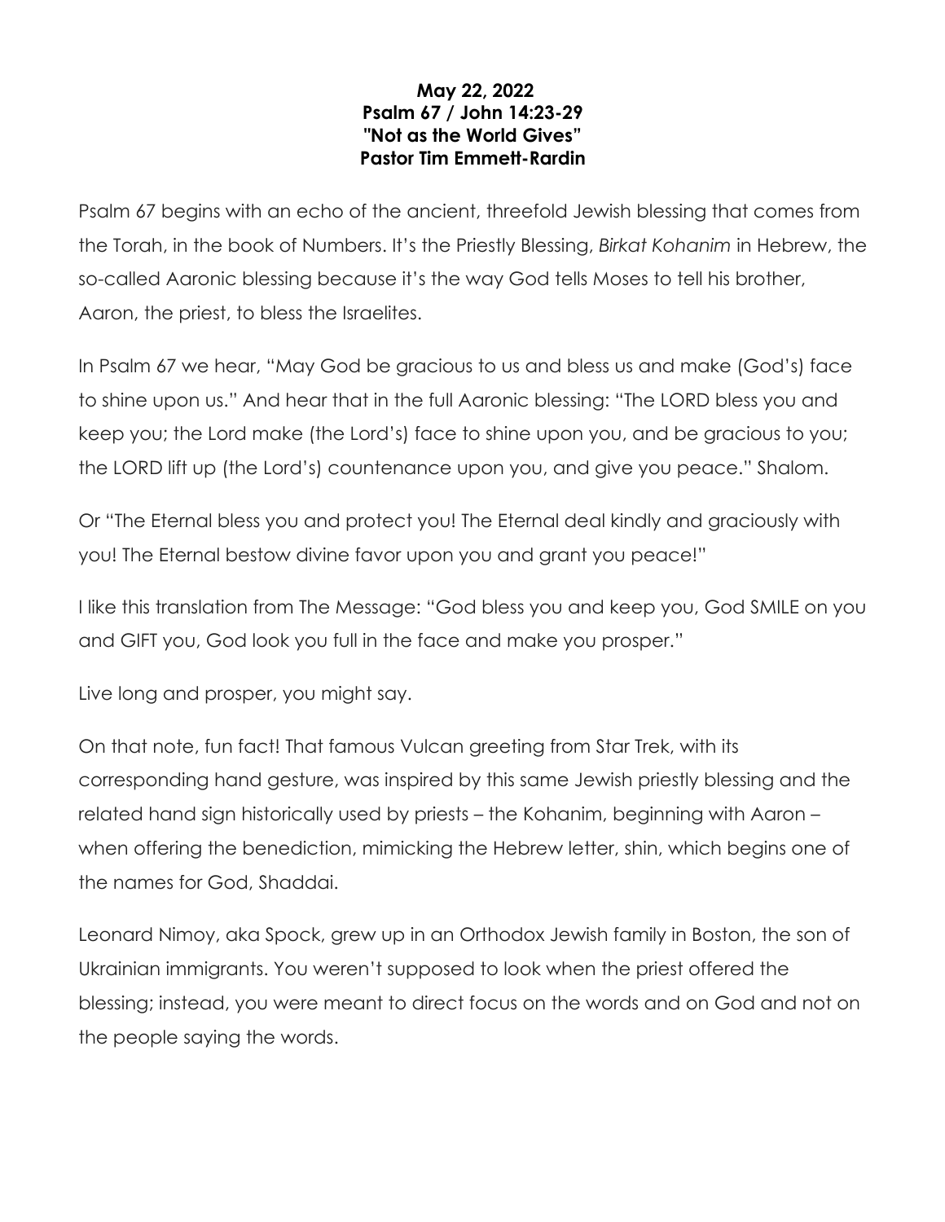**May 22, 2022**
**Psalm 67 / John 14:23-29**
**"Not as the World Gives"**
**Pastor Tim Emmett-Rardin**

Psalm 67 begins with an echo of the ancient, threefold Jewish blessing that comes from the Torah, in the book of Numbers. It's the Priestly Blessing, *Birkat Kohanim* in Hebrew, the so-called Aaronic blessing because it's the way God tells Moses to tell his brother, Aaron, the priest, to bless the Israelites.

In Psalm 67 we hear, "May God be gracious to us and bless us and make (God's) face to shine upon us." And hear that in the full Aaronic blessing: "The LORD bless you and keep you; the Lord make (the Lord's) face to shine upon you, and be gracious to you; the LORD lift up (the Lord's) countenance upon you, and give you peace." Shalom.

Or "The Eternal bless you and protect you! The Eternal deal kindly and graciously with you! The Eternal bestow divine favor upon you and grant you peace!"

I like this translation from The Message: "God bless you and keep you, God SMILE on you and GIFT you, God look you full in the face and make you prosper."

Live long and prosper, you might say.

On that note, fun fact! That famous Vulcan greeting from Star Trek, with its corresponding hand gesture, was inspired by this same Jewish priestly blessing and the related hand sign historically used by priests – the Kohanim, beginning with Aaron – when offering the benediction, mimicking the Hebrew letter, shin, which begins one of the names for God, Shaddai.

Leonard Nimoy, aka Spock, grew up in an Orthodox Jewish family in Boston, the son of Ukrainian immigrants. You weren't supposed to look when the priest offered the blessing; instead, you were meant to direct focus on the words and on God and not on the people saying the words.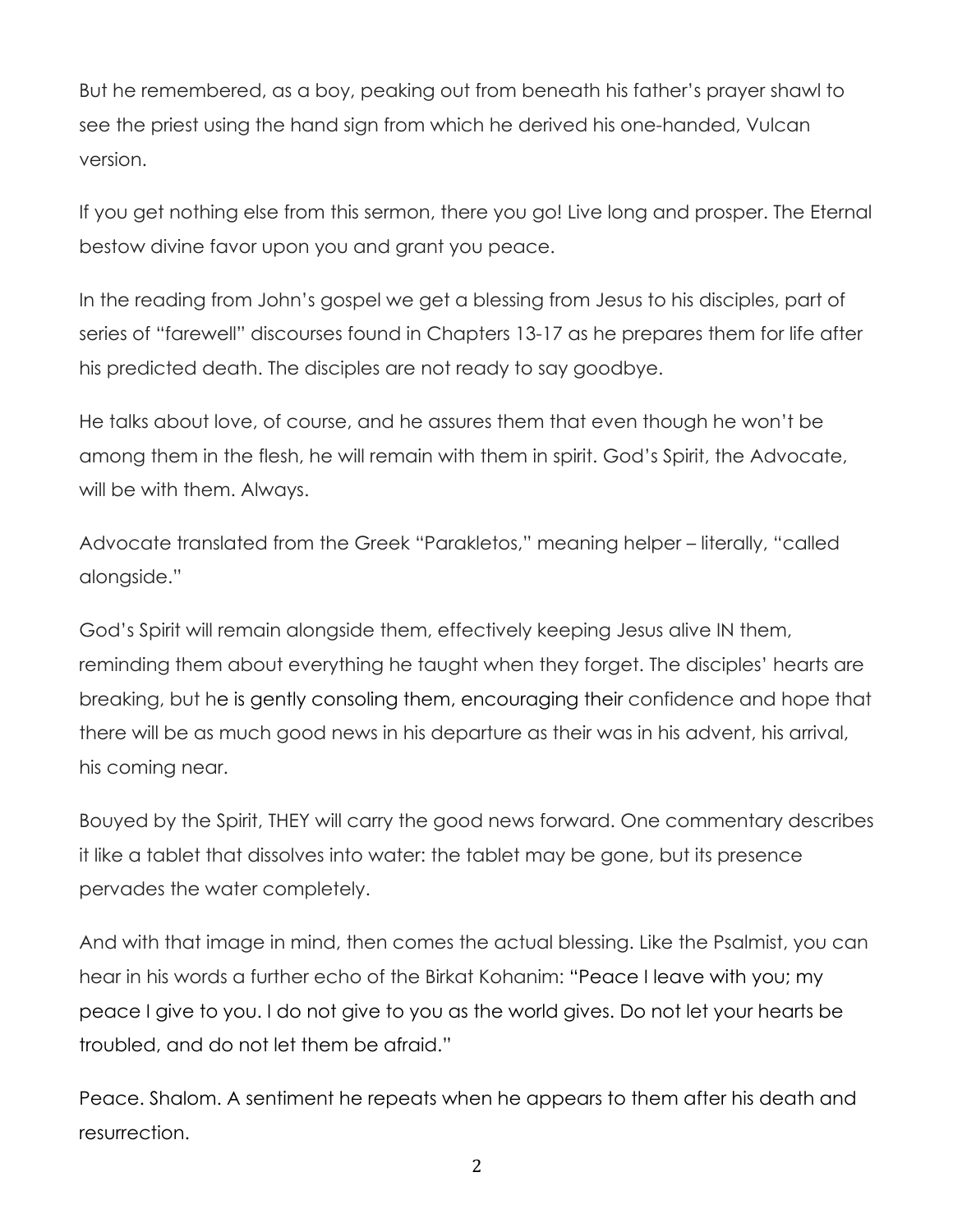But he remembered, as a boy, peaking out from beneath his father's prayer shawl to see the priest using the hand sign from which he derived his one-handed, Vulcan version.

If you get nothing else from this sermon, there you go! Live long and prosper. The Eternal bestow divine favor upon you and grant you peace.

In the reading from John's gospel we get a blessing from Jesus to his disciples, part of series of "farewell" discourses found in Chapters 13-17 as he prepares them for life after his predicted death. The disciples are not ready to say goodbye.

He talks about love, of course, and he assures them that even though he won't be among them in the flesh, he will remain with them in spirit. God's Spirit, the Advocate, will be with them. Always.

Advocate translated from the Greek "Parakletos," meaning helper – literally, "called alongside."

God's Spirit will remain alongside them, effectively keeping Jesus alive IN them, reminding them about everything he taught when they forget. The disciples' hearts are breaking, but he is gently consoling them, encouraging their confidence and hope that there will be as much good news in his departure as their was in his advent, his arrival, his coming near.

Bouyed by the Spirit, THEY will carry the good news forward. One commentary describes it like a tablet that dissolves into water: the tablet may be gone, but its presence pervades the water completely.

And with that image in mind, then comes the actual blessing. Like the Psalmist, you can hear in his words a further echo of the Birkat Kohanim: "Peace I leave with you; my peace I give to you. I do not give to you as the world gives. Do not let your hearts be troubled, and do not let them be afraid."

Peace. Shalom. A sentiment he repeats when he appears to them after his death and resurrection.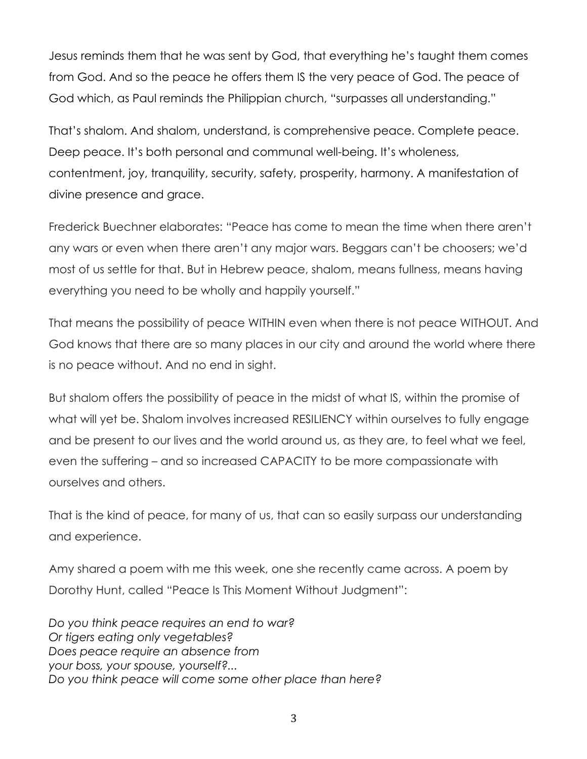Jesus reminds them that he was sent by God, that everything he's taught them comes from God. And so the peace he offers them IS the very peace of God. The peace of God which, as Paul reminds the Philippian church, "surpasses all understanding."

That's shalom. And shalom, understand, is comprehensive peace. Complete peace. Deep peace. It's both personal and communal well-being. It's wholeness, contentment, joy, tranquility, security, safety, prosperity, harmony. A manifestation of divine presence and grace.

Frederick Buechner elaborates: "Peace has come to mean the time when there aren't any wars or even when there aren't any major wars. Beggars can't be choosers; we'd most of us settle for that. But in Hebrew peace, shalom, means fullness, means having everything you need to be wholly and happily yourself."

That means the possibility of peace WITHIN even when there is not peace WITHOUT. And God knows that there are so many places in our city and around the world where there is no peace without. And no end in sight.

But shalom offers the possibility of peace in the midst of what IS, within the promise of what will yet be. Shalom involves increased RESILIENCY within ourselves to fully engage and be present to our lives and the world around us, as they are, to feel what we feel, even the suffering – and so increased CAPACITY to be more compassionate with ourselves and others.

That is the kind of peace, for many of us, that can so easily surpass our understanding and experience.

Amy shared a poem with me this week, one she recently came across. A poem by Dorothy Hunt, called "Peace Is This Moment Without Judgment":

*Do you think peace requires an end to war?*
*Or tigers eating only vegetables?*
*Does peace require an absence from*
*your boss, your spouse, yourself?...*
*Do you think peace will come some other place than here?*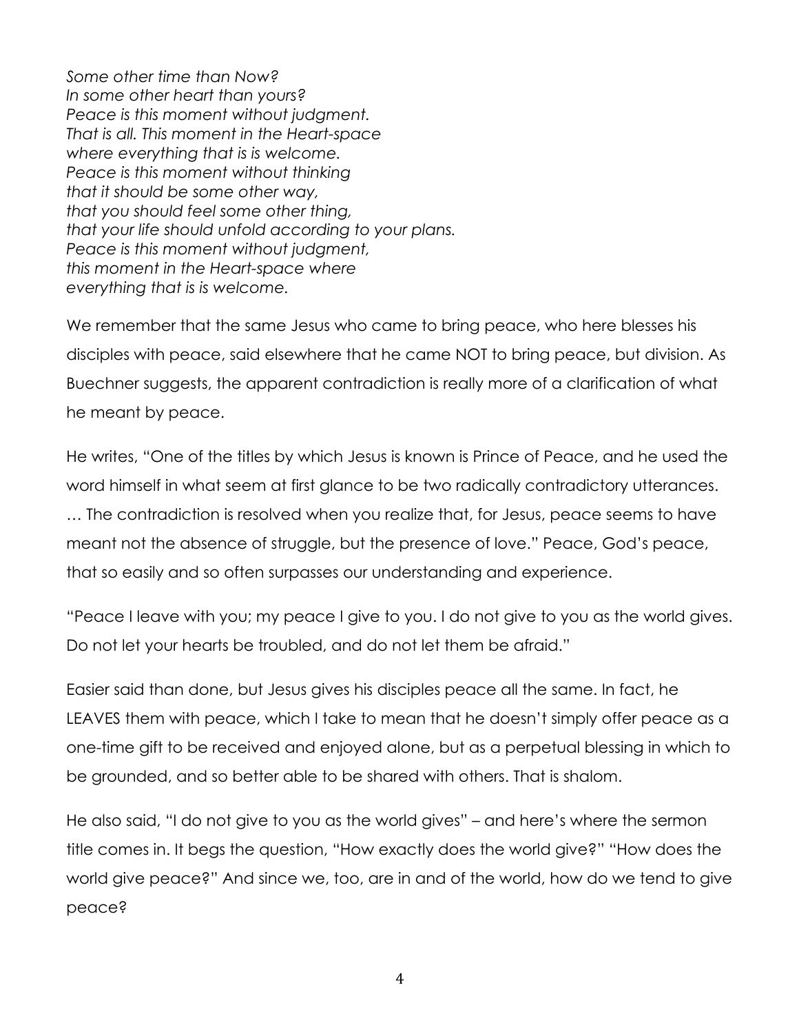*Some other time than Now?*
*In some other heart than yours?*
*Peace is this moment without judgment.*
*That is all. This moment in the Heart-space*
*where everything that is is welcome.*
*Peace is this moment without thinking*
*that it should be some other way,*
*that you should feel some other thing,*
*that your life should unfold according to your plans.*
*Peace is this moment without judgment,*
*this moment in the Heart-space where*
*everything that is is welcome.*

We remember that the same Jesus who came to bring peace, who here blesses his disciples with peace, said elsewhere that he came NOT to bring peace, but division. As Buechner suggests, the apparent contradiction is really more of a clarification of what he meant by peace.

He writes, "One of the titles by which Jesus is known is Prince of Peace, and he used the word himself in what seem at first glance to be two radically contradictory utterances. … The contradiction is resolved when you realize that, for Jesus, peace seems to have meant not the absence of struggle, but the presence of love." Peace, God's peace, that so easily and so often surpasses our understanding and experience.

"Peace I leave with you; my peace I give to you. I do not give to you as the world gives. Do not let your hearts be troubled, and do not let them be afraid."

Easier said than done, but Jesus gives his disciples peace all the same. In fact, he LEAVES them with peace, which I take to mean that he doesn't simply offer peace as a one-time gift to be received and enjoyed alone, but as a perpetual blessing in which to be grounded, and so better able to be shared with others. That is shalom.

He also said, "I do not give to you as the world gives" – and here's where the sermon title comes in. It begs the question, "How exactly does the world give?" "How does the world give peace?" And since we, too, are in and of the world, how do we tend to give peace?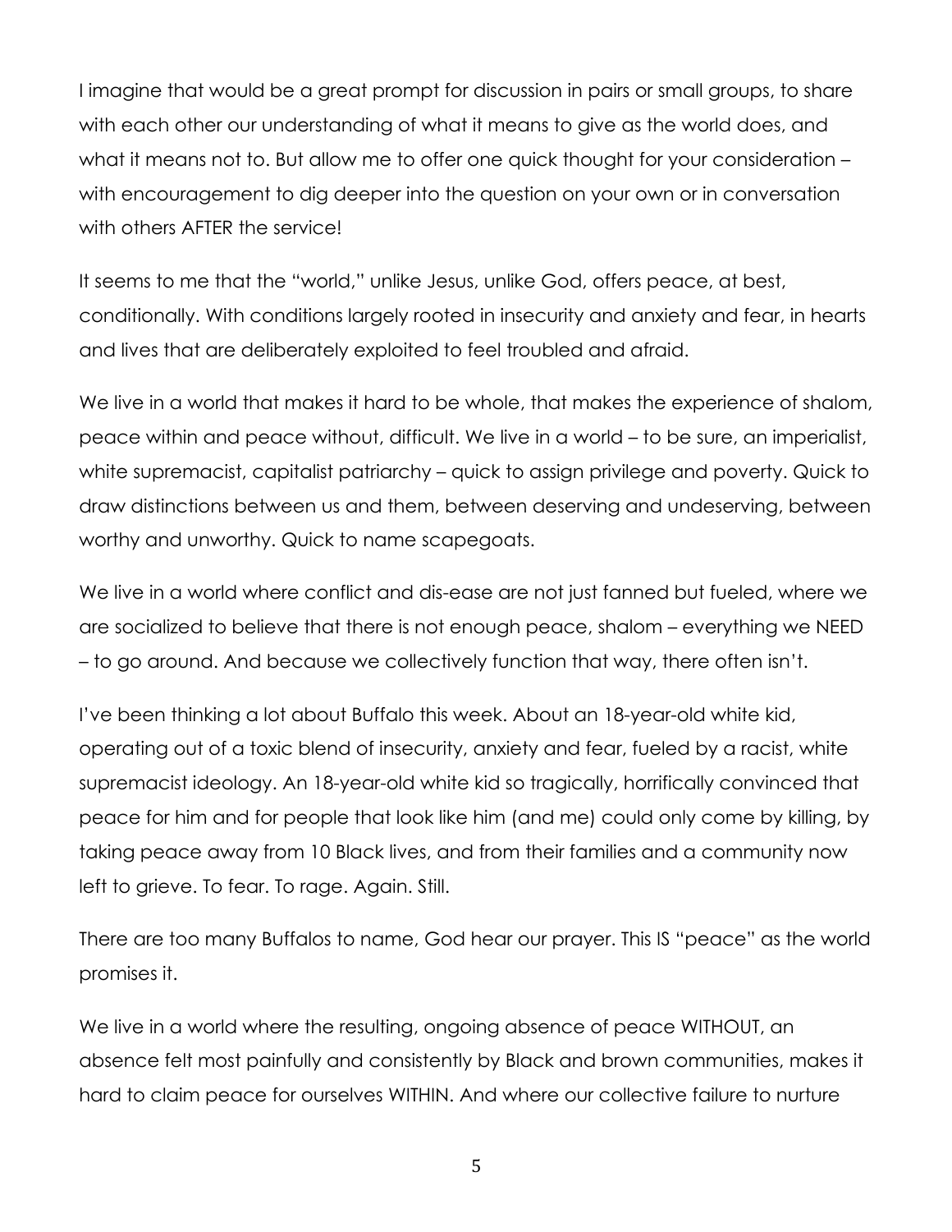I imagine that would be a great prompt for discussion in pairs or small groups, to share with each other our understanding of what it means to give as the world does, and what it means not to. But allow me to offer one quick thought for your consideration – with encouragement to dig deeper into the question on your own or in conversation with others AFTER the service!

It seems to me that the "world," unlike Jesus, unlike God, offers peace, at best, conditionally. With conditions largely rooted in insecurity and anxiety and fear, in hearts and lives that are deliberately exploited to feel troubled and afraid.

We live in a world that makes it hard to be whole, that makes the experience of shalom, peace within and peace without, difficult. We live in a world – to be sure, an imperialist, white supremacist, capitalist patriarchy – quick to assign privilege and poverty. Quick to draw distinctions between us and them, between deserving and undeserving, between worthy and unworthy. Quick to name scapegoats.

We live in a world where conflict and dis-ease are not just fanned but fueled, where we are socialized to believe that there is not enough peace, shalom – everything we NEED – to go around. And because we collectively function that way, there often isn't.

I've been thinking a lot about Buffalo this week. About an 18-year-old white kid, operating out of a toxic blend of insecurity, anxiety and fear, fueled by a racist, white supremacist ideology. An 18-year-old white kid so tragically, horrifically convinced that peace for him and for people that look like him (and me) could only come by killing, by taking peace away from 10 Black lives, and from their families and a community now left to grieve. To fear. To rage. Again. Still.

There are too many Buffalos to name, God hear our prayer. This IS "peace" as the world promises it.

We live in a world where the resulting, ongoing absence of peace WITHOUT, an absence felt most painfully and consistently by Black and brown communities, makes it hard to claim peace for ourselves WITHIN. And where our collective failure to nurture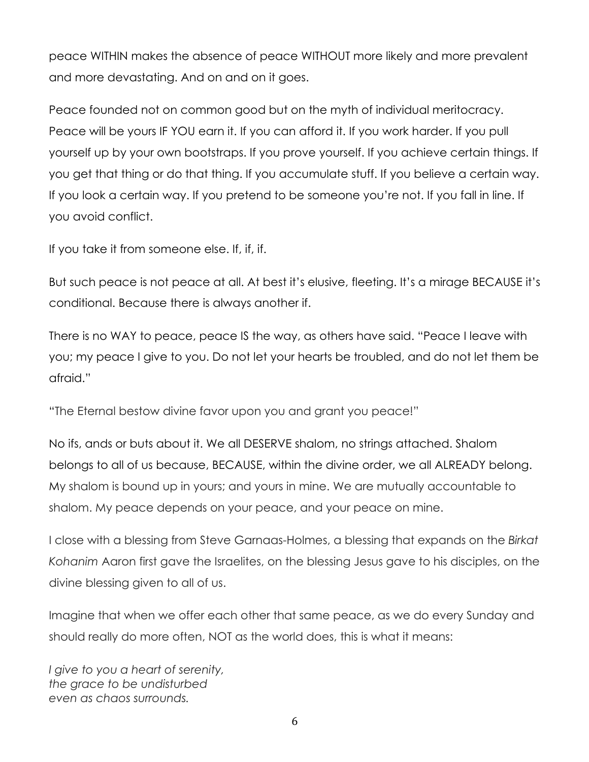peace WITHIN makes the absence of peace WITHOUT more likely and more prevalent and more devastating. And on and on it goes.

Peace founded not on common good but on the myth of individual meritocracy. Peace will be yours IF YOU earn it. If you can afford it. If you work harder. If you pull yourself up by your own bootstraps. If you prove yourself. If you achieve certain things. If you get that thing or do that thing. If you accumulate stuff. If you believe a certain way. If you look a certain way. If you pretend to be someone you're not. If you fall in line. If you avoid conflict.

If you take it from someone else. If, if, if.

But such peace is not peace at all. At best it's elusive, fleeting. It's a mirage BECAUSE it's conditional. Because there is always another if.

There is no WAY to peace, peace IS the way, as others have said. "Peace I leave with you; my peace I give to you. Do not let your hearts be troubled, and do not let them be afraid."

"The Eternal bestow divine favor upon you and grant you peace!"

No ifs, ands or buts about it. We all DESERVE shalom, no strings attached. Shalom belongs to all of us because, BECAUSE, within the divine order, we all ALREADY belong. My shalom is bound up in yours; and yours in mine. We are mutually accountable to shalom. My peace depends on your peace, and your peace on mine.

I close with a blessing from Steve Garnaas-Holmes, a blessing that expands on the *Birkat Kohanim* Aaron first gave the Israelites, on the blessing Jesus gave to his disciples, on the divine blessing given to all of us.

Imagine that when we offer each other that same peace, as we do every Sunday and should really do more often, NOT as the world does, this is what it means:

*I give to you a heart of serenity,*
*the grace to be undisturbed*
*even as chaos surrounds.*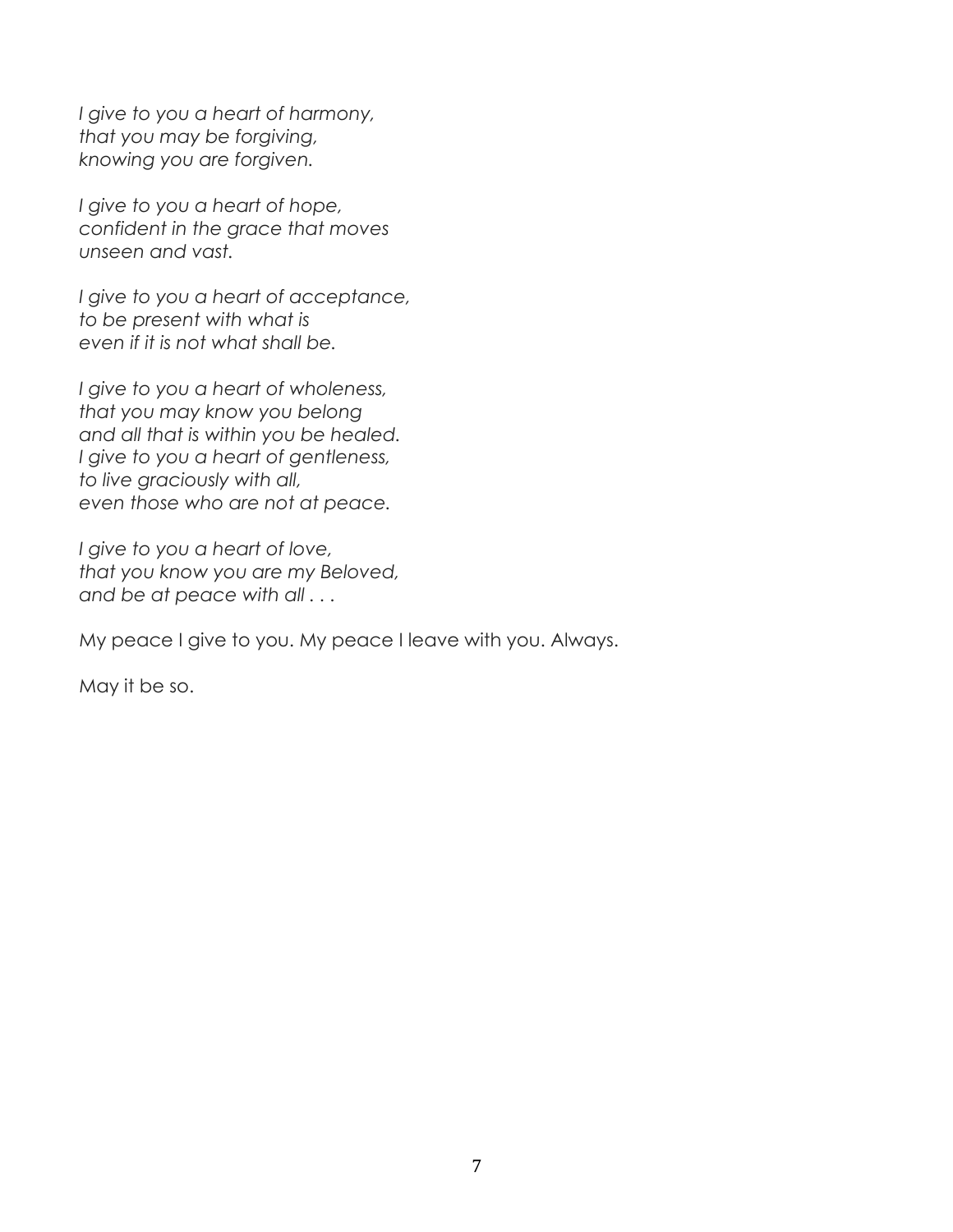*I give to you a heart of harmony,*
*that you may be forgiving,*
*knowing you are forgiven.*

*I give to you a heart of hope,*
*confident in the grace that moves*
*unseen and vast.*

*I give to you a heart of acceptance,*
*to be present with what is*
*even if it is not what shall be.*

*I give to you a heart of wholeness,*
*that you may know you belong*
*and all that is within you be healed.*
*I give to you a heart of gentleness,*
*to live graciously with all,*
*even those who are not at peace.*

*I give to you a heart of love,*
*that you know you are my Beloved,*
*and be at peace with all . . .*

My peace I give to you. My peace I leave with you. Always.

May it be so.